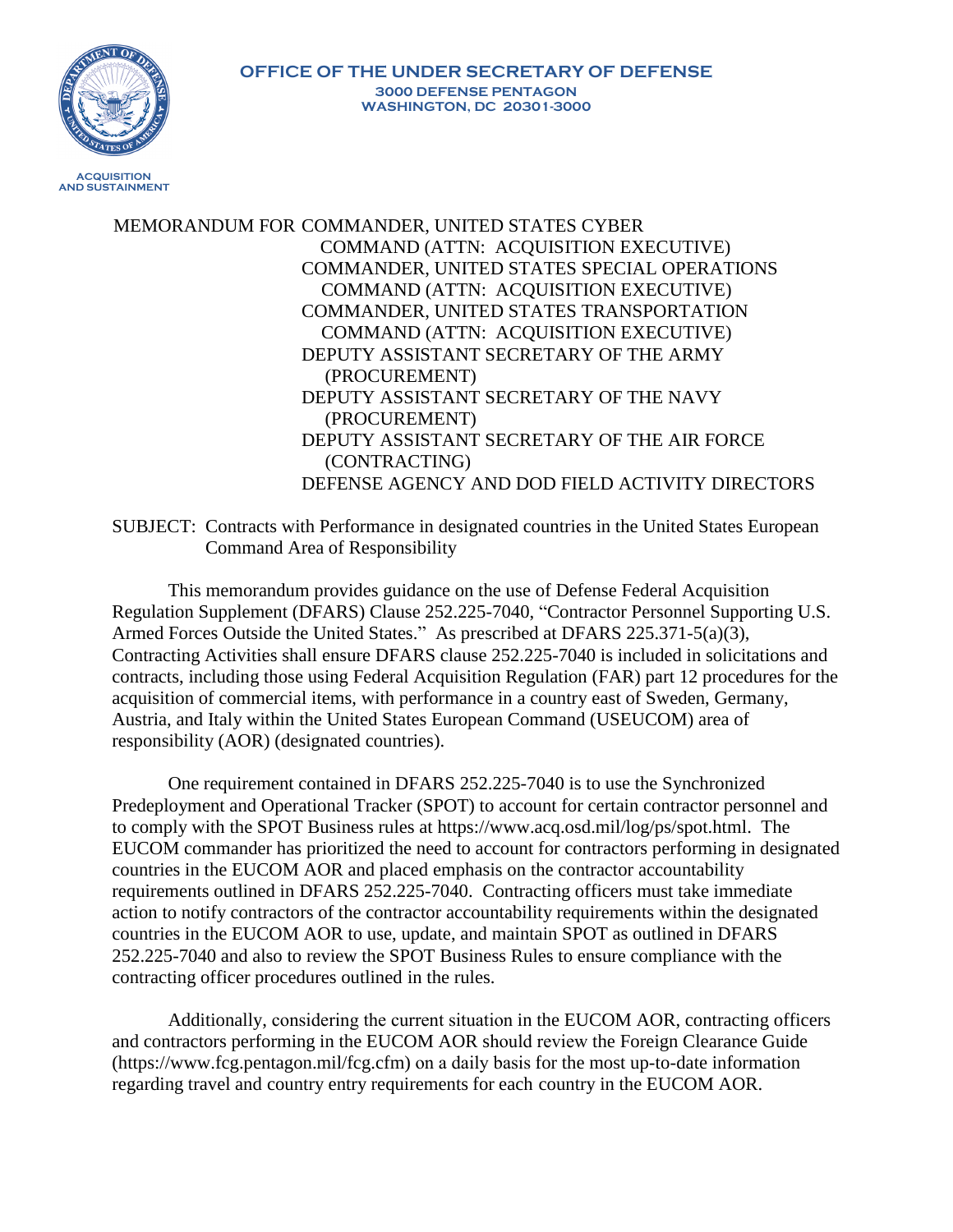OFFICE OF THE UNDER SECRETARY OF DEFENSE
3000 DEFENSE PENTAGON
WASHINGTON, DC 20301-3000

ACQUISITION AND SUSTAINMENT

MEMORANDUM FOR COMMANDER, UNITED STATES CYBER COMMAND (ATTN: ACQUISITION EXECUTIVE)
COMMANDER, UNITED STATES SPECIAL OPERATIONS COMMAND (ATTN: ACQUISITION EXECUTIVE)
COMMANDER, UNITED STATES TRANSPORTATION COMMAND (ATTN: ACQUISITION EXECUTIVE)
DEPUTY ASSISTANT SECRETARY OF THE ARMY (PROCUREMENT)
DEPUTY ASSISTANT SECRETARY OF THE NAVY (PROCUREMENT)
DEPUTY ASSISTANT SECRETARY OF THE AIR FORCE (CONTRACTING)
DEFENSE AGENCY AND DOD FIELD ACTIVITY DIRECTORS

SUBJECT: Contracts with Performance in designated countries in the United States European Command Area of Responsibility

This memorandum provides guidance on the use of Defense Federal Acquisition Regulation Supplement (DFARS) Clause 252.225-7040, "Contractor Personnel Supporting U.S. Armed Forces Outside the United States." As prescribed at DFARS 225.371-5(a)(3), Contracting Activities shall ensure DFARS clause 252.225-7040 is included in solicitations and contracts, including those using Federal Acquisition Regulation (FAR) part 12 procedures for the acquisition of commercial items, with performance in a country east of Sweden, Germany, Austria, and Italy within the United States European Command (USEUCOM) area of responsibility (AOR) (designated countries).

One requirement contained in DFARS 252.225-7040 is to use the Synchronized Predeployment and Operational Tracker (SPOT) to account for certain contractor personnel and to comply with the SPOT Business rules at https://www.acq.osd.mil/log/ps/spot.html. The EUCOM commander has prioritized the need to account for contractors performing in designated countries in the EUCOM AOR and placed emphasis on the contractor accountability requirements outlined in DFARS 252.225-7040. Contracting officers must take immediate action to notify contractors of the contractor accountability requirements within the designated countries in the EUCOM AOR to use, update, and maintain SPOT as outlined in DFARS 252.225-7040 and also to review the SPOT Business Rules to ensure compliance with the contracting officer procedures outlined in the rules.

Additionally, considering the current situation in the EUCOM AOR, contracting officers and contractors performing in the EUCOM AOR should review the Foreign Clearance Guide (https://www.fcg.pentagon.mil/fcg.cfm) on a daily basis for the most up-to-date information regarding travel and country entry requirements for each country in the EUCOM AOR.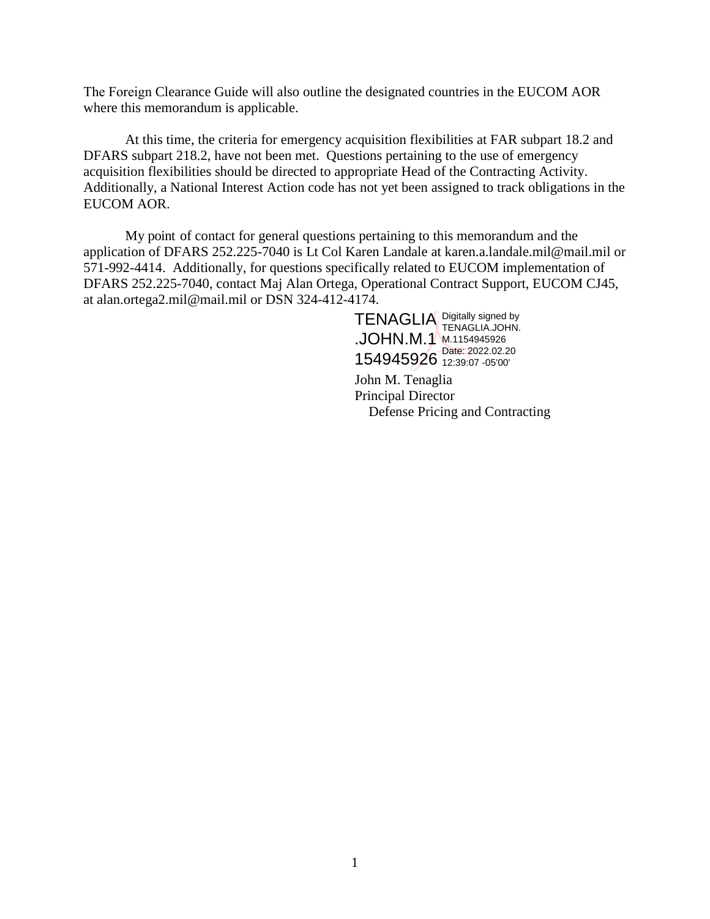The Foreign Clearance Guide will also outline the designated countries in the EUCOM AOR where this memorandum is applicable.

At this time, the criteria for emergency acquisition flexibilities at FAR subpart 18.2 and DFARS subpart 218.2, have not been met. Questions pertaining to the use of emergency acquisition flexibilities should be directed to appropriate Head of the Contracting Activity. Additionally, a National Interest Action code has not yet been assigned to track obligations in the EUCOM AOR.

My point of contact for general questions pertaining to this memorandum and the application of DFARS 252.225-7040 is Lt Col Karen Landale at karen.a.landale.mil@mail.mil or 571-992-4414. Additionally, for questions specifically related to EUCOM implementation of DFARS 252.225-7040, contact Maj Alan Ortega, Operational Contract Support, EUCOM CJ45, at alan.ortega2.mil@mail.mil or DSN 324-412-4174.

TENAGLIA.JOHN.M.1154945926 Digitally signed by TENAGLIA.JOHN.M.1154945926 Date: 2022.02.20 12:39:07 -05'00'

John M. Tenaglia
Principal Director
Defense Pricing and Contracting